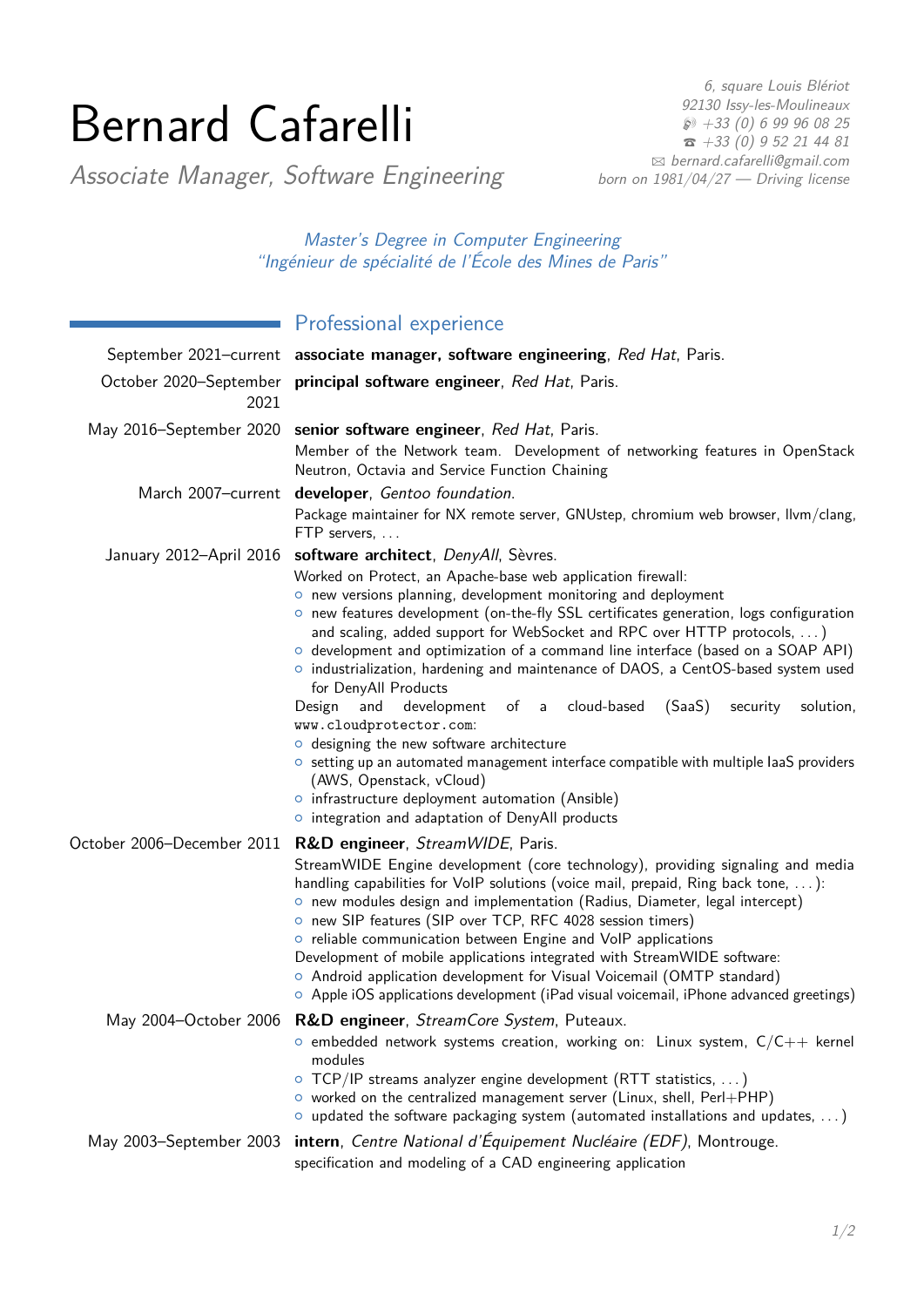# Bernard Cafarelli

*Associate Manager, Software Engineering*

*6, square Louis Blériot*
*92130 Issy-les-Moulineaux*
*+33 (0) 6 99 96 08 25*
*+33 (0) 9 52 21 44 81*
*bernard.cafarelli@gmail.com*
*born on 1981/04/27 — Driving license*

*Master's Degree in Computer Engineering*
*"Ingénieur de spécialité de l'École des Mines de Paris"*

## Professional experience

**September 2021–current** — **associate manager, software engineering**, *Red Hat*, Paris.

**October 2020–September 2021** — **principal software engineer**, *Red Hat*, Paris.

**May 2016–September 2020** — **senior software engineer**, *Red Hat*, Paris.
Member of the Network team. Development of networking features in OpenStack Neutron, Octavia and Service Function Chaining

**March 2007–current** — **developer**, *Gentoo foundation*.
Package maintainer for NX remote server, GNUstep, chromium web browser, llvm/clang, FTP servers, ...

**January 2012–April 2016** — **software architect**, *DenyAll*, Sèvres.
Worked on Protect, an Apache-base web application firewall:
- new versions planning, development monitoring and deployment
- new features development (on-the-fly SSL certificates generation, logs configuration and scaling, added support for WebSocket and RPC over HTTP protocols, ...)
- development and optimization of a command line interface (based on a SOAP API)
- industrialization, hardening and maintenance of DAOS, a CentOS-based system used for DenyAll Products

Design and development of a cloud-based (SaaS) security solution, `www.cloudprotector.com`:
- designing the new software architecture
- setting up an automated management interface compatible with multiple IaaS providers (AWS, Openstack, vCloud)
- infrastructure deployment automation (Ansible)
- integration and adaptation of DenyAll products

**October 2006–December 2011** — **R&D engineer**, *StreamWIDE*, Paris.
StreamWIDE Engine development (core technology), providing signaling and media handling capabilities for VoIP solutions (voice mail, prepaid, Ring back tone, ...):
- new modules design and implementation (Radius, Diameter, legal intercept)
- new SIP features (SIP over TCP, RFC 4028 session timers)
- reliable communication between Engine and VoIP applications

Development of mobile applications integrated with StreamWIDE software:
- Android application development for Visual Voicemail (OMTP standard)
- Apple iOS applications development (iPad visual voicemail, iPhone advanced greetings)

**May 2004–October 2006** — **R&D engineer**, *StreamCore System*, Puteaux.
- embedded network systems creation, working on: Linux system, C/C++ kernel modules
- TCP/IP streams analyzer engine development (RTT statistics, ...)
- worked on the centralized management server (Linux, shell, Perl+PHP)
- updated the software packaging system (automated installations and updates, ...)

**May 2003–September 2003** — **intern**, *Centre National d'Équipement Nucléaire (EDF)*, Montrouge.
specification and modeling of a CAD engineering application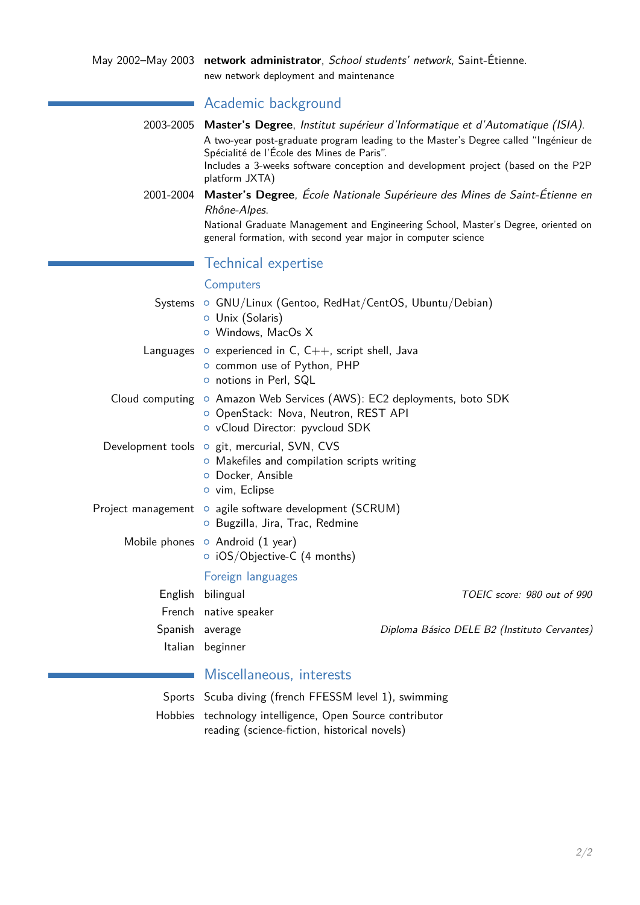May 2002–May 2003 **network administrator**, *School students' network*, Saint-Étienne.
new network deployment and maintenance

## Academic background

2003-2005 **Master's Degree**, *Institut supérieur d'Informatique et d'Automatique (ISIA)*.
A two-year post-graduate program leading to the Master's Degree called "Ingénieur de Spécialité de l'École des Mines de Paris".
Includes a 3-weeks software conception and development project (based on the P2P platform JXTA)

2001-2004 **Master's Degree**, *École Nationale Supérieure des Mines de Saint-Étienne en Rhône-Alpes*.
National Graduate Management and Engineering School, Master's Degree, oriented on general formation, with second year major in computer science

## Technical expertise

### Computers

Systems
- GNU/Linux (Gentoo, RedHat/CentOS, Ubuntu/Debian)
- Unix (Solaris)
- Windows, MacOs X

Languages
- experienced in C, C++, script shell, Java
- common use of Python, PHP
- notions in Perl, SQL

Cloud computing
- Amazon Web Services (AWS): EC2 deployments, boto SDK
- OpenStack: Nova, Neutron, REST API
- vCloud Director: pyvcloud SDK

Development tools
- git, mercurial, SVN, CVS
- Makefiles and compilation scripts writing
- Docker, Ansible
- vim, Eclipse

Project management
- agile software development (SCRUM)
- Bugzilla, Jira, Trac, Redmine

Mobile phones
- Android (1 year)
- iOS/Objective-C (4 months)

### Foreign languages

English bilingual — *TOEIC score: 980 out of 990*
French native speaker
Spanish average — *Diploma Básico DELE B2 (Instituto Cervantes)*
Italian beginner

## Miscellaneous, interests

Sports Scuba diving (french FFESSM level 1), swimming
Hobbies technology intelligence, Open Source contributor
reading (science-fiction, historical novels)